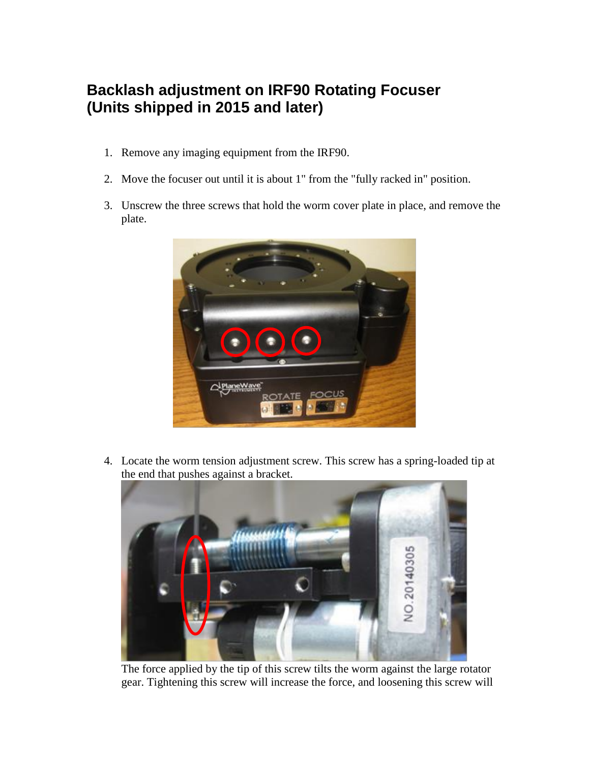# Backlash adjustment on IRF90 Rotating Focuser (Units shipped in 2015 and later)

1. Remove any imaging equipment from the IRF90.
2. Move the focuser out until it is about 1" from the "fully racked in" position.
3. Unscrew the three screws that hold the worm cover plate in place, and remove the plate.
4. Locate the worm tension adjustment screw. This screw has a spring-loaded tip at the end that pushes against a bracket.

The force applied by the tip of this screw tilts the worm against the large rotator gear. Tightening this screw will increase the force, and loosening this screw will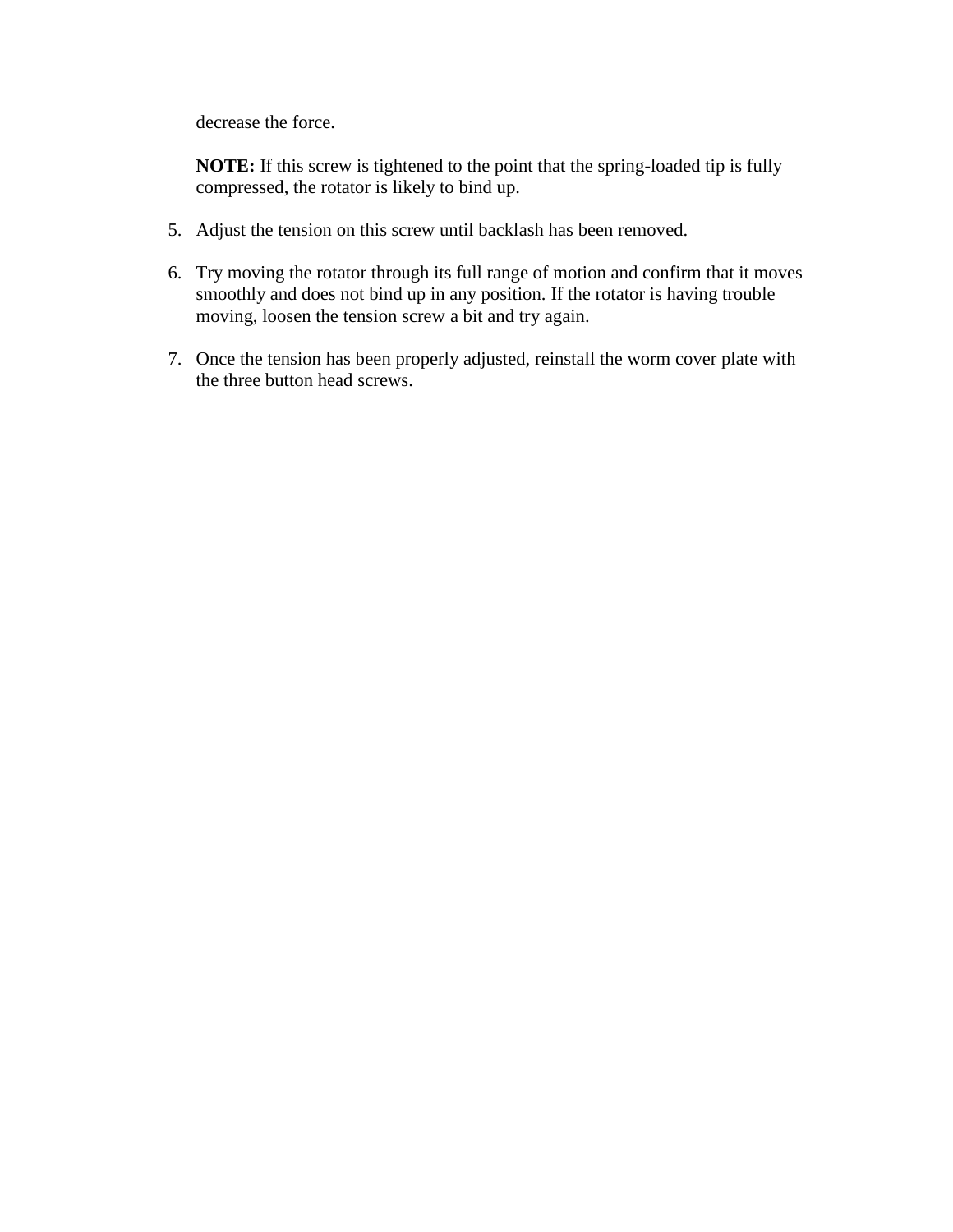decrease the force.

**NOTE:** If this screw is tightened to the point that the spring-loaded tip is fully compressed, the rotator is likely to bind up.

5. Adjust the tension on this screw until backlash has been removed.

6. Try moving the rotator through its full range of motion and confirm that it moves smoothly and does not bind up in any position. If the rotator is having trouble moving, loosen the tension screw a bit and try again.

7. Once the tension has been properly adjusted, reinstall the worm cover plate with the three button head screws.